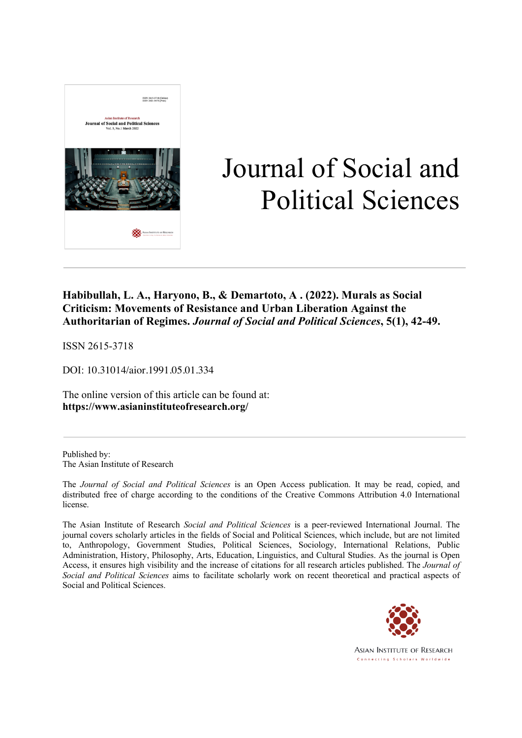# Journal of Social and Political Sciences

**Habibullah, L. A., Haryono, B., & Demartoto, A . (2022). Murals as Social Criticism: Movements of Resistance and Urban Liberation Against the Authoritarian of Regimes. *Journal of Social and Political Sciences*, 5(1), 42-49.**

ISSN 2615-3718

DOI: 10.31014/aior.1991.05.01.334

The online version of this article can be found at:
**https://www.asianinstituteofresearch.org/**

Published by:
The Asian Institute of Research

The *Journal of Social and Political Sciences* is an Open Access publication. It may be read, copied, and distributed free of charge according to the conditions of the Creative Commons Attribution 4.0 International license.

The Asian Institute of Research *Social and Political Sciences* is a peer-reviewed International Journal. The journal covers scholarly articles in the fields of Social and Political Sciences, which include, but are not limited to, Anthropology, Government Studies, Political Sciences, Sociology, International Relations, Public Administration, History, Philosophy, Arts, Education, Linguistics, and Cultural Studies. As the journal is Open Access, it ensures high visibility and the increase of citations for all research articles published. The *Journal of Social and Political Sciences* aims to facilitate scholarly work on recent theoretical and practical aspects of Social and Political Sciences.

ASIAN INSTITUTE OF RESEARCH
Connecting Scholars Worldwide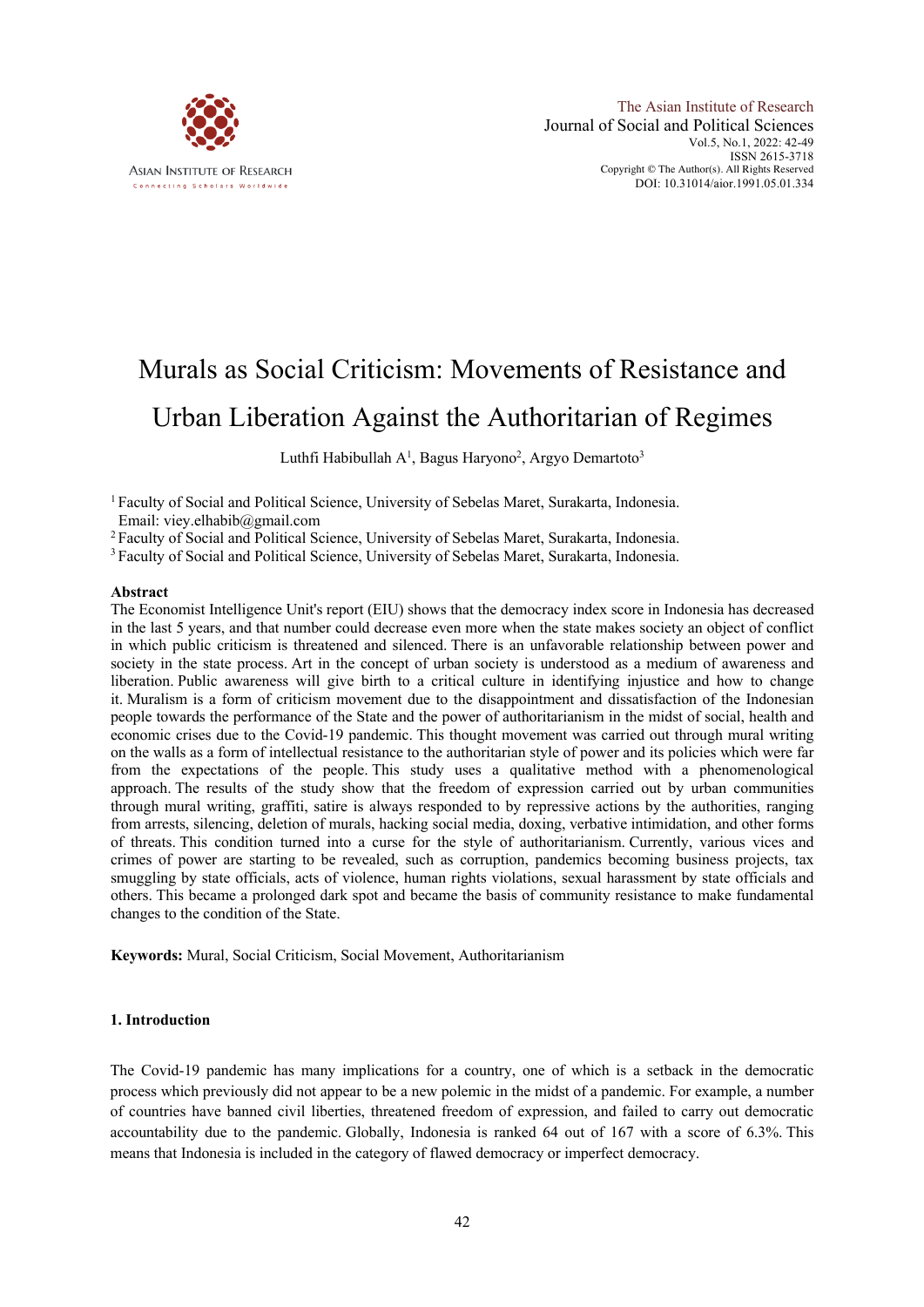# Murals as Social Criticism: Movements of Resistance and Urban Liberation Against the Authoritarian of Regimes

Luthfi Habibullah A[1], Bagus Haryono[2], Argyo Demartoto[3]

[1] Faculty of Social and Political Science, University of Sebelas Maret, Surakarta, Indonesia. Email: viey.elhabib@gmail.com

[2] Faculty of Social and Political Science, University of Sebelas Maret, Surakarta, Indonesia.

[3] Faculty of Social and Political Science, University of Sebelas Maret, Surakarta, Indonesia.

## Abstract

The Economist Intelligence Unit's report (EIU) shows that the democracy index score in Indonesia has decreased in the last 5 years, and that number could decrease even more when the state makes society an object of conflict in which public criticism is threatened and silenced. There is an unfavorable relationship between power and society in the state process. Art in the concept of urban society is understood as a medium of awareness and liberation. Public awareness will give birth to a critical culture in identifying injustice and how to change it. Muralism is a form of criticism movement due to the disappointment and dissatisfaction of the Indonesian people towards the performance of the State and the power of authoritarianism in the midst of social, health and economic crises due to the Covid-19 pandemic. This thought movement was carried out through mural writing on the walls as a form of intellectual resistance to the authoritarian style of power and its policies which were far from the expectations of the people. This study uses a qualitative method with a phenomenological approach. The results of the study show that the freedom of expression carried out by urban communities through mural writing, graffiti, satire is always responded to by repressive actions by the authorities, ranging from arrests, silencing, deletion of murals, hacking social media, doxing, verbative intimidation, and other forms of threats. This condition turned into a curse for the style of authoritarianism. Currently, various vices and crimes of power are starting to be revealed, such as corruption, pandemics becoming business projects, tax smuggling by state officials, acts of violence, human rights violations, sexual harassment by state officials and others. This became a prolonged dark spot and became the basis of community resistance to make fundamental changes to the condition of the State.

**Keywords:** Mural, Social Criticism, Social Movement, Authoritarianism

## 1. Introduction

The Covid-19 pandemic has many implications for a country, one of which is a setback in the democratic process which previously did not appear to be a new polemic in the midst of a pandemic. For example, a number of countries have banned civil liberties, threatened freedom of expression, and failed to carry out democratic accountability due to the pandemic. Globally, Indonesia is ranked 64 out of 167 with a score of 6.3%. This means that Indonesia is included in the category of flawed democracy or imperfect democracy.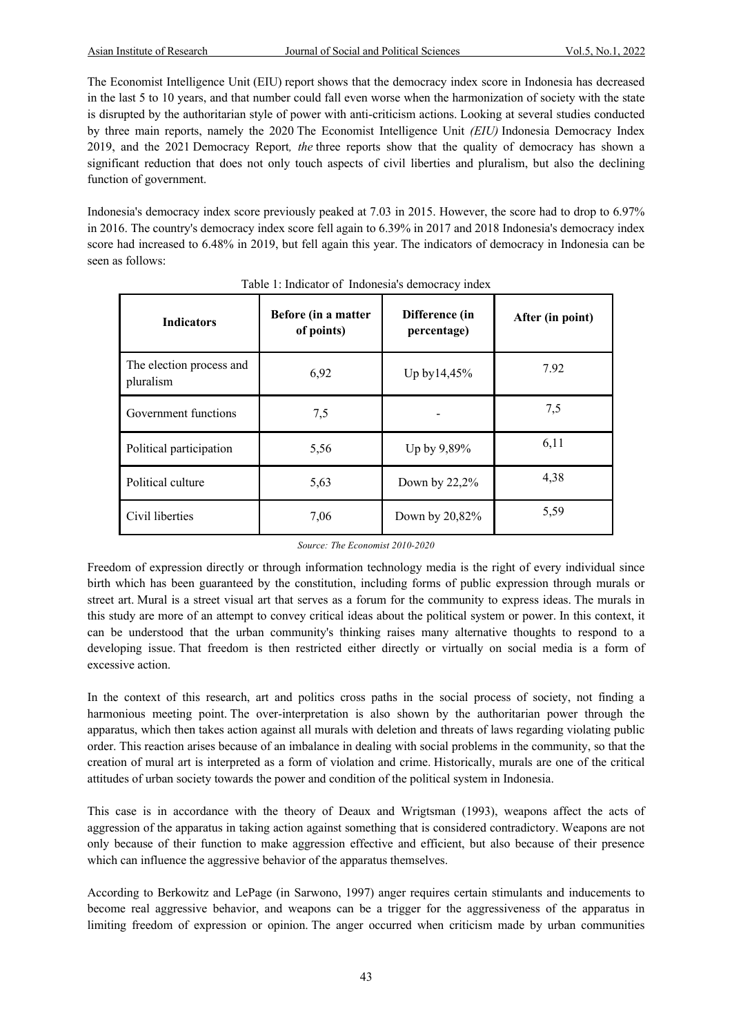The Economist Intelligence Unit (EIU) report shows that the democracy index score in Indonesia has decreased in the last 5 to 10 years, and that number could fall even worse when the harmonization of society with the state is disrupted by the authoritarian style of power with anti-criticism actions. Looking at several studies conducted by three main reports, namely the 2020 The Economist Intelligence Unit *(EIU)* Indonesia Democracy Index 2019, and the 2021 Democracy Report*, the* three reports show that the quality of democracy has shown a significant reduction that does not only touch aspects of civil liberties and pluralism, but also the declining function of government.

Indonesia's democracy index score previously peaked at 7.03 in 2015. However, the score had to drop to 6.97% in 2016. The country's democracy index score fell again to 6.39% in 2017 and 2018 Indonesia's democracy index score had increased to 6.48% in 2019, but fell again this year. The indicators of democracy in Indonesia can be seen as follows:

Table 1: Indicator of Indonesia's democracy index

| Indicators | Before (in a matter of points) | Difference (in percentage) | After (in point) |
|---|---|---|---|
| The election process and pluralism | 6,92 | Up by14,45% | 7.92 |
| Government functions | 7,5 | - | 7,5 |
| Political participation | 5,56 | Up by 9,89% | 6,11 |
| Political culture | 5,63 | Down by 22,2% | 4,38 |
| Civil liberties | 7,06 | Down by 20,82% | 5,59 |

*Source: The Economist 2010-2020*

Freedom of expression directly or through information technology media is the right of every individual since birth which has been guaranteed by the constitution, including forms of public expression through murals or street art. Mural is a street visual art that serves as a forum for the community to express ideas. The murals in this study are more of an attempt to convey critical ideas about the political system or power. In this context, it can be understood that the urban community's thinking raises many alternative thoughts to respond to a developing issue. That freedom is then restricted either directly or virtually on social media is a form of excessive action.

In the context of this research, art and politics cross paths in the social process of society, not finding a harmonious meeting point. The over-interpretation is also shown by the authoritarian power through the apparatus, which then takes action against all murals with deletion and threats of laws regarding violating public order. This reaction arises because of an imbalance in dealing with social problems in the community, so that the creation of mural art is interpreted as a form of violation and crime. Historically, murals are one of the critical attitudes of urban society towards the power and condition of the political system in Indonesia.

This case is in accordance with the theory of Deaux and Wrigtsman (1993), weapons affect the acts of aggression of the apparatus in taking action against something that is considered contradictory. Weapons are not only because of their function to make aggression effective and efficient, but also because of their presence which can influence the aggressive behavior of the apparatus themselves.

According to Berkowitz and LePage (in Sarwono, 1997) anger requires certain stimulants and inducements to become real aggressive behavior, and weapons can be a trigger for the aggressiveness of the apparatus in limiting freedom of expression or opinion. The anger occurred when criticism made by urban communities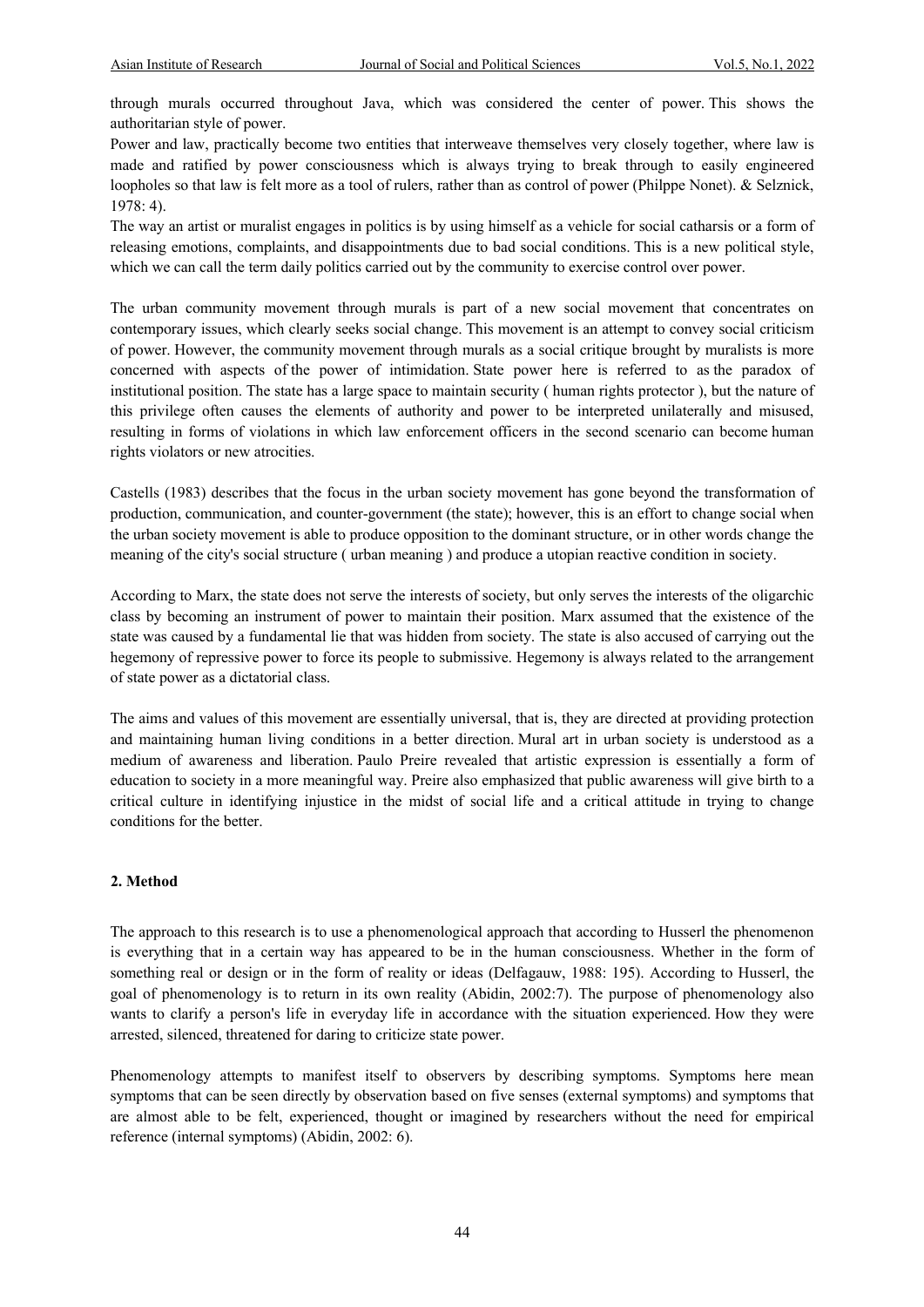through murals occurred throughout Java, which was considered the center of power. This shows the authoritarian style of power.

Power and law, practically become two entities that interweave themselves very closely together, where law is made and ratified by power consciousness which is always trying to break through to easily engineered loopholes so that law is felt more as a tool of rulers, rather than as control of power (Philppe Nonet). & Selznick, 1978: 4).

The way an artist or muralist engages in politics is by using himself as a vehicle for social catharsis or a form of releasing emotions, complaints, and disappointments due to bad social conditions. This is a new political style, which we can call the term daily politics carried out by the community to exercise control over power.

The urban community movement through murals is part of a new social movement that concentrates on contemporary issues, which clearly seeks social change. This movement is an attempt to convey social criticism of power. However, the community movement through murals as a social critique brought by muralists is more concerned with aspects of the power of intimidation. State power here is referred to as the paradox of institutional position. The state has a large space to maintain security ( human rights protector ), but the nature of this privilege often causes the elements of authority and power to be interpreted unilaterally and misused, resulting in forms of violations in which law enforcement officers in the second scenario can become human rights violators or new atrocities.

Castells (1983) describes that the focus in the urban society movement has gone beyond the transformation of production, communication, and counter-government (the state); however, this is an effort to change social when the urban society movement is able to produce opposition to the dominant structure, or in other words change the meaning of the city's social structure ( urban meaning ) and produce a utopian reactive condition in society.

According to Marx, the state does not serve the interests of society, but only serves the interests of the oligarchic class by becoming an instrument of power to maintain their position. Marx assumed that the existence of the state was caused by a fundamental lie that was hidden from society. The state is also accused of carrying out the hegemony of repressive power to force its people to submissive. Hegemony is always related to the arrangement of state power as a dictatorial class.

The aims and values of this movement are essentially universal, that is, they are directed at providing protection and maintaining human living conditions in a better direction. Mural art in urban society is understood as a medium of awareness and liberation. Paulo Preire revealed that artistic expression is essentially a form of education to society in a more meaningful way. Preire also emphasized that public awareness will give birth to a critical culture in identifying injustice in the midst of social life and a critical attitude in trying to change conditions for the better.

## 2. Method

The approach to this research is to use a phenomenological approach that according to Husserl the phenomenon is everything that in a certain way has appeared to be in the human consciousness. Whether in the form of something real or design or in the form of reality or ideas (Delfagauw, 1988: 195). According to Husserl, the goal of phenomenology is to return in its own reality (Abidin, 2002:7). The purpose of phenomenology also wants to clarify a person's life in everyday life in accordance with the situation experienced. How they were arrested, silenced, threatened for daring to criticize state power.

Phenomenology attempts to manifest itself to observers by describing symptoms. Symptoms here mean symptoms that can be seen directly by observation based on five senses (external symptoms) and symptoms that are almost able to be felt, experienced, thought or imagined by researchers without the need for empirical reference (internal symptoms) (Abidin, 2002: 6).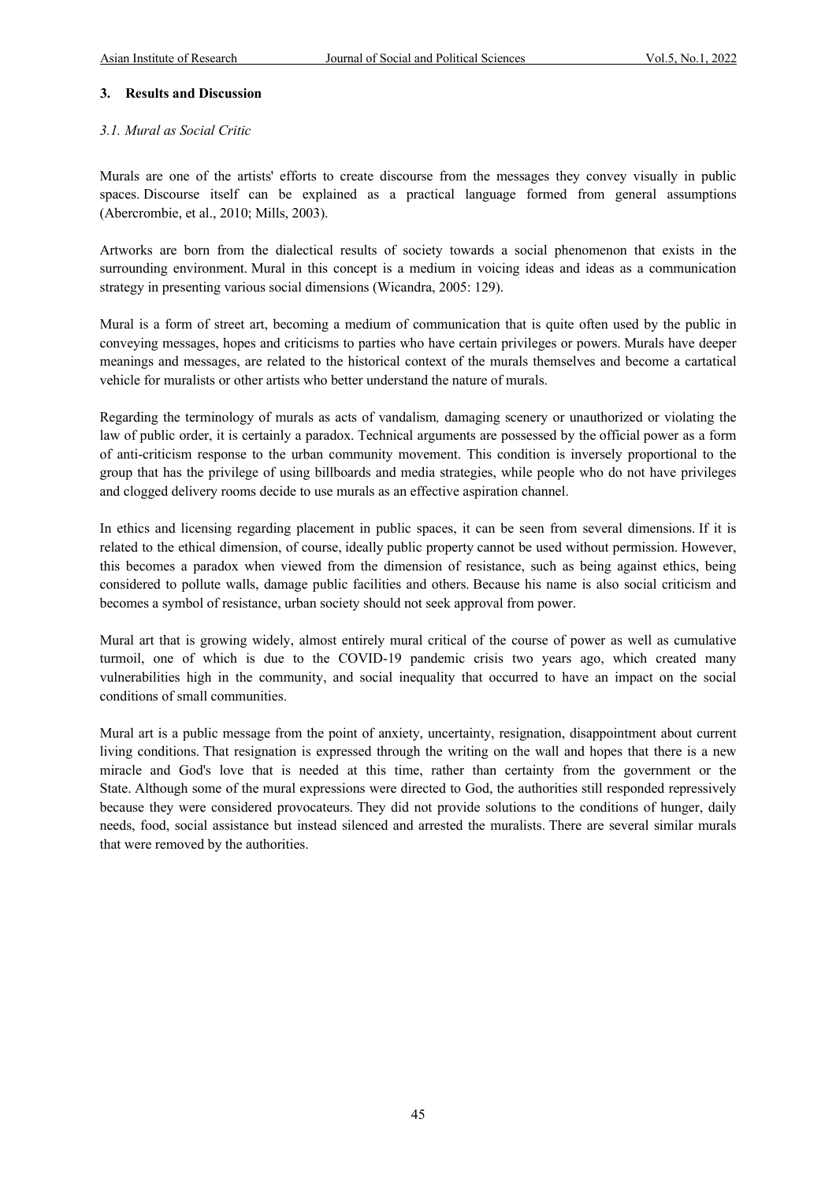## 3. Results and Discussion

### *3.1. Mural as Social Critic*

Murals are one of the artists' efforts to create discourse from the messages they convey visually in public spaces. Discourse itself can be explained as a practical language formed from general assumptions (Abercrombie, et al., 2010; Mills, 2003).

Artworks are born from the dialectical results of society towards a social phenomenon that exists in the surrounding environment. Mural in this concept is a medium in voicing ideas and ideas as a communication strategy in presenting various social dimensions (Wicandra, 2005: 129).

Mural is a form of street art, becoming a medium of communication that is quite often used by the public in conveying messages, hopes and criticisms to parties who have certain privileges or powers. Murals have deeper meanings and messages, are related to the historical context of the murals themselves and become a cartatical vehicle for muralists or other artists who better understand the nature of murals.

Regarding the terminology of murals as acts of vandalism*,* damaging scenery or unauthorized or violating the law of public order, it is certainly a paradox. Technical arguments are possessed by the official power as a form of anti-criticism response to the urban community movement. This condition is inversely proportional to the group that has the privilege of using billboards and media strategies, while people who do not have privileges and clogged delivery rooms decide to use murals as an effective aspiration channel.

In ethics and licensing regarding placement in public spaces, it can be seen from several dimensions. If it is related to the ethical dimension, of course, ideally public property cannot be used without permission. However, this becomes a paradox when viewed from the dimension of resistance, such as being against ethics, being considered to pollute walls, damage public facilities and others. Because his name is also social criticism and becomes a symbol of resistance, urban society should not seek approval from power.

Mural art that is growing widely, almost entirely mural critical of the course of power as well as cumulative turmoil, one of which is due to the COVID-19 pandemic crisis two years ago, which created many vulnerabilities high in the community, and social inequality that occurred to have an impact on the social conditions of small communities.

Mural art is a public message from the point of anxiety, uncertainty, resignation, disappointment about current living conditions. That resignation is expressed through the writing on the wall and hopes that there is a new miracle and God's love that is needed at this time, rather than certainty from the government or the State. Although some of the mural expressions were directed to God, the authorities still responded repressively because they were considered provocateurs. They did not provide solutions to the conditions of hunger, daily needs, food, social assistance but instead silenced and arrested the muralists. There are several similar murals that were removed by the authorities.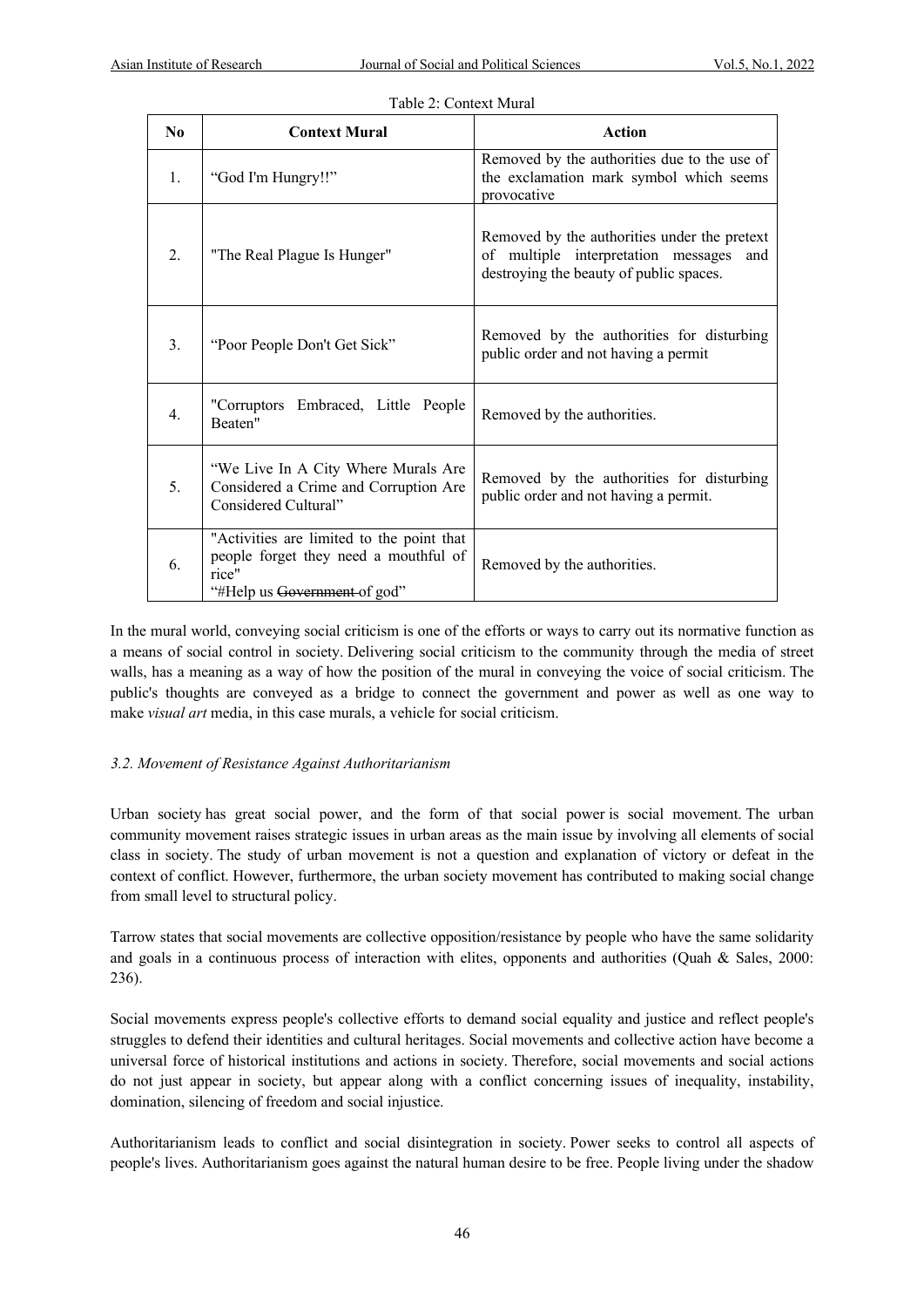Table 2: Context Mural

| No | Context Mural | Action |
|---|---|---|
| 1. | "God I'm Hungry!!" | Removed by the authorities due to the use of the exclamation mark symbol which seems provocative |
| 2. | "The Real Plague Is Hunger" | Removed by the authorities under the pretext of multiple interpretation messages and destroying the beauty of public spaces. |
| 3. | "Poor People Don't Get Sick" | Removed by the authorities for disturbing public order and not having a permit |
| 4. | "Corruptors Embraced, Little People Beaten" | Removed by the authorities. |
| 5. | "We Live In A City Where Murals Are Considered a Crime and Corruption Are Considered Cultural" | Removed by the authorities for disturbing public order and not having a permit. |
| 6. | "Activities are limited to the point that people forget they need a mouthful of rice" "#Help us ~~Government~~ of god" | Removed by the authorities. |

In the mural world, conveying social criticism is one of the efforts or ways to carry out its normative function as a means of social control in society. Delivering social criticism to the community through the media of street walls, has a meaning as a way of how the position of the mural in conveying the voice of social criticism. The public's thoughts are conveyed as a bridge to connect the government and power as well as one way to make *visual art* media, in this case murals, a vehicle for social criticism.

### *3.2. Movement of Resistance Against Authoritarianism*

Urban society has great social power, and the form of that social power is social movement. The urban community movement raises strategic issues in urban areas as the main issue by involving all elements of social class in society. The study of urban movement is not a question and explanation of victory or defeat in the context of conflict. However, furthermore, the urban society movement has contributed to making social change from small level to structural policy.

Tarrow states that social movements are collective opposition/resistance by people who have the same solidarity and goals in a continuous process of interaction with elites, opponents and authorities (Quah & Sales, 2000: 236).

Social movements express people's collective efforts to demand social equality and justice and reflect people's struggles to defend their identities and cultural heritages. Social movements and collective action have become a universal force of historical institutions and actions in society. Therefore, social movements and social actions do not just appear in society, but appear along with a conflict concerning issues of inequality, instability, domination, silencing of freedom and social injustice.

Authoritarianism leads to conflict and social disintegration in society. Power seeks to control all aspects of people's lives. Authoritarianism goes against the natural human desire to be free. People living under the shadow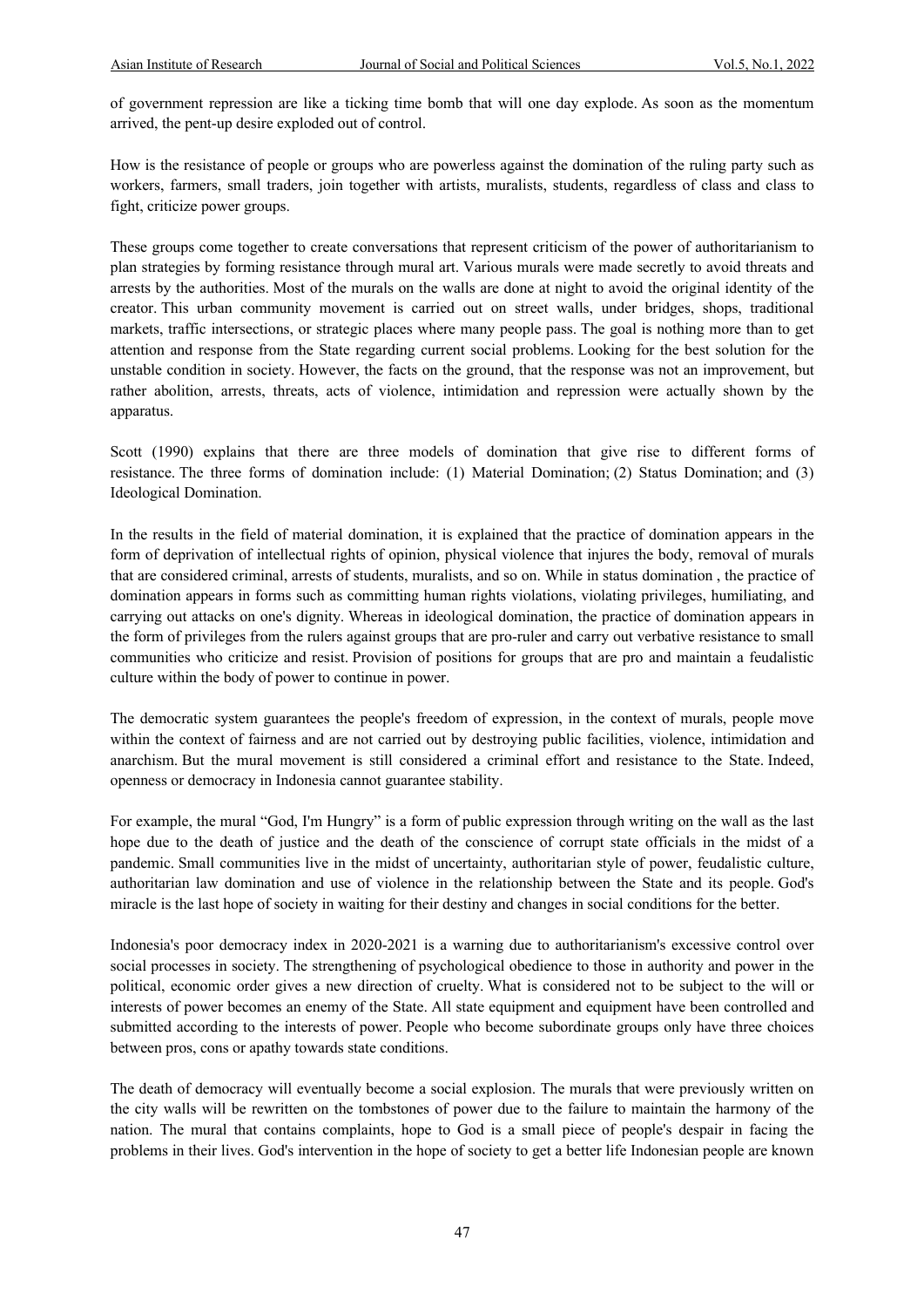of government repression are like a ticking time bomb that will one day explode. As soon as the momentum arrived, the pent-up desire exploded out of control.

How is the resistance of people or groups who are powerless against the domination of the ruling party such as workers, farmers, small traders, join together with artists, muralists, students, regardless of class and class to fight, criticize power groups.

These groups come together to create conversations that represent criticism of the power of authoritarianism to plan strategies by forming resistance through mural art. Various murals were made secretly to avoid threats and arrests by the authorities. Most of the murals on the walls are done at night to avoid the original identity of the creator. This urban community movement is carried out on street walls, under bridges, shops, traditional markets, traffic intersections, or strategic places where many people pass. The goal is nothing more than to get attention and response from the State regarding current social problems. Looking for the best solution for the unstable condition in society. However, the facts on the ground, that the response was not an improvement, but rather abolition, arrests, threats, acts of violence, intimidation and repression were actually shown by the apparatus.

Scott (1990) explains that there are three models of domination that give rise to different forms of resistance. The three forms of domination include: (1) Material Domination; (2) Status Domination; and (3) Ideological Domination.

In the results in the field of material domination, it is explained that the practice of domination appears in the form of deprivation of intellectual rights of opinion, physical violence that injures the body, removal of murals that are considered criminal, arrests of students, muralists, and so on. While in status domination , the practice of domination appears in forms such as committing human rights violations, violating privileges, humiliating, and carrying out attacks on one's dignity. Whereas in ideological domination, the practice of domination appears in the form of privileges from the rulers against groups that are pro-ruler and carry out verbative resistance to small communities who criticize and resist. Provision of positions for groups that are pro and maintain a feudalistic culture within the body of power to continue in power.

The democratic system guarantees the people's freedom of expression, in the context of murals, people move within the context of fairness and are not carried out by destroying public facilities, violence, intimidation and anarchism. But the mural movement is still considered a criminal effort and resistance to the State. Indeed, openness or democracy in Indonesia cannot guarantee stability.

For example, the mural "God, I'm Hungry" is a form of public expression through writing on the wall as the last hope due to the death of justice and the death of the conscience of corrupt state officials in the midst of a pandemic. Small communities live in the midst of uncertainty, authoritarian style of power, feudalistic culture, authoritarian law domination and use of violence in the relationship between the State and its people. God's miracle is the last hope of society in waiting for their destiny and changes in social conditions for the better.

Indonesia's poor democracy index in 2020-2021 is a warning due to authoritarianism's excessive control over social processes in society. The strengthening of psychological obedience to those in authority and power in the political, economic order gives a new direction of cruelty. What is considered not to be subject to the will or interests of power becomes an enemy of the State. All state equipment and equipment have been controlled and submitted according to the interests of power. People who become subordinate groups only have three choices between pros, cons or apathy towards state conditions.

The death of democracy will eventually become a social explosion. The murals that were previously written on the city walls will be rewritten on the tombstones of power due to the failure to maintain the harmony of the nation. The mural that contains complaints, hope to God is a small piece of people's despair in facing the problems in their lives. God's intervention in the hope of society to get a better life Indonesian people are known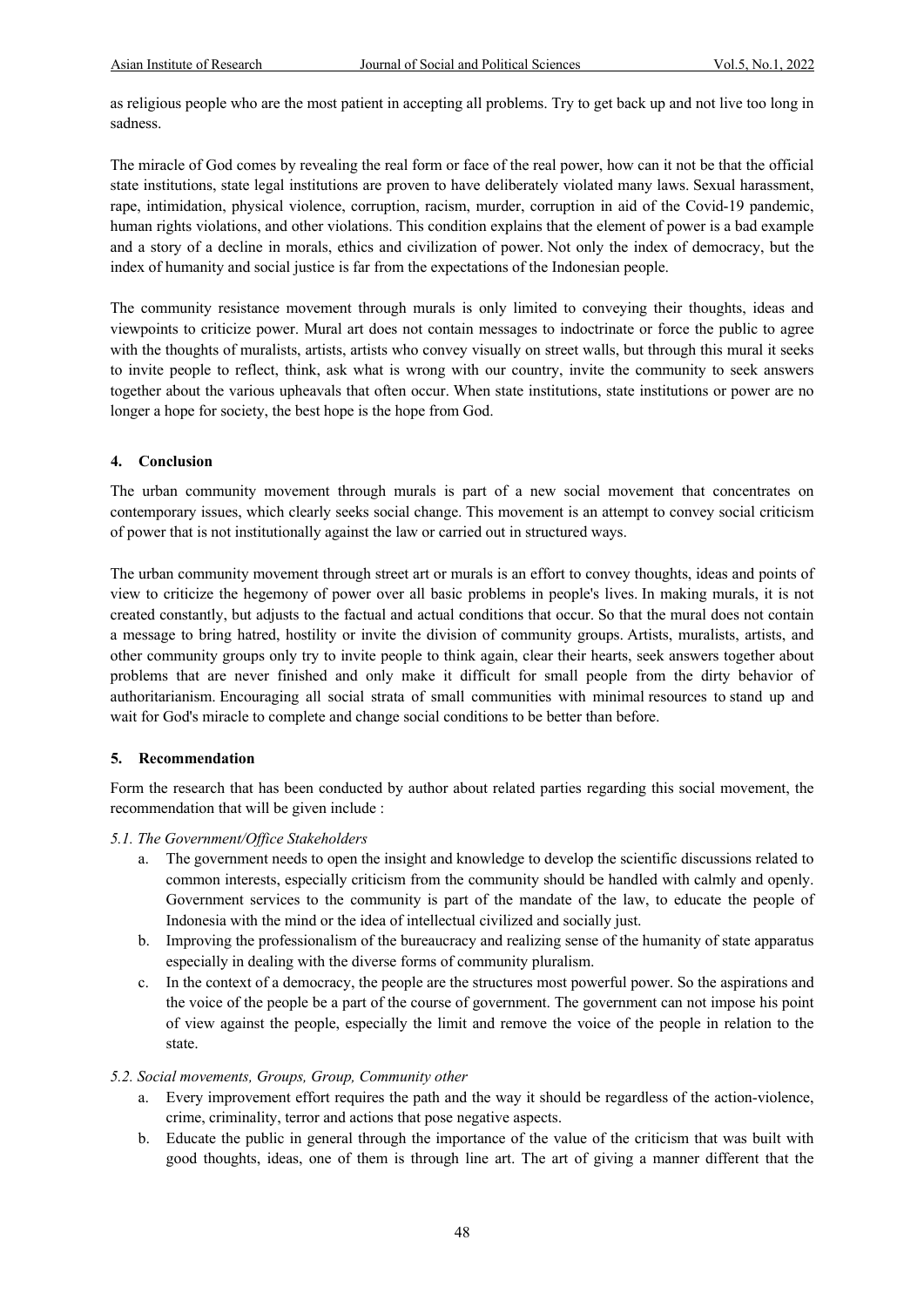as religious people who are the most patient in accepting all problems. Try to get back up and not live too long in sadness.

The miracle of God comes by revealing the real form or face of the real power, how can it not be that the official state institutions, state legal institutions are proven to have deliberately violated many laws. Sexual harassment, rape, intimidation, physical violence, corruption, racism, murder, corruption in aid of the Covid-19 pandemic, human rights violations, and other violations. This condition explains that the element of power is a bad example and a story of a decline in morals, ethics and civilization of power. Not only the index of democracy, but the index of humanity and social justice is far from the expectations of the Indonesian people.

The community resistance movement through murals is only limited to conveying their thoughts, ideas and viewpoints to criticize power. Mural art does not contain messages to indoctrinate or force the public to agree with the thoughts of muralists, artists, artists who convey visually on street walls, but through this mural it seeks to invite people to reflect, think, ask what is wrong with our country, invite the community to seek answers together about the various upheavals that often occur. When state institutions, state institutions or power are no longer a hope for society, the best hope is the hope from God.

## 4. Conclusion

The urban community movement through murals is part of a new social movement that concentrates on contemporary issues, which clearly seeks social change. This movement is an attempt to convey social criticism of power that is not institutionally against the law or carried out in structured ways.

The urban community movement through street art or murals is an effort to convey thoughts, ideas and points of view to criticize the hegemony of power over all basic problems in people's lives. In making murals, it is not created constantly, but adjusts to the factual and actual conditions that occur. So that the mural does not contain a message to bring hatred, hostility or invite the division of community groups. Artists, muralists, artists, and other community groups only try to invite people to think again, clear their hearts, seek answers together about problems that are never finished and only make it difficult for small people from the dirty behavior of authoritarianism. Encouraging all social strata of small communities with minimal resources to stand up and wait for God's miracle to complete and change social conditions to be better than before.

## 5. Recommendation

Form the research that has been conducted by author about related parties regarding this social movement, the recommendation that will be given include :

*5.1. The Government/Office Stakeholders*

a. The government needs to open the insight and knowledge to develop the scientific discussions related to common interests, especially criticism from the community should be handled with calmly and openly. Government services to the community is part of the mandate of the law, to educate the people of Indonesia with the mind or the idea of intellectual civilized and socially just.

b. Improving the professionalism of the bureaucracy and realizing sense of the humanity of state apparatus especially in dealing with the diverse forms of community pluralism.

c. In the context of a democracy, the people are the structures most powerful power. So the aspirations and the voice of the people be a part of the course of government. The government can not impose his point of view against the people, especially the limit and remove the voice of the people in relation to the state.

*5.2. Social movements, Groups, Group, Community other*

a. Every improvement effort requires the path and the way it should be regardless of the action-violence, crime, criminality, terror and actions that pose negative aspects.

b. Educate the public in general through the importance of the value of the criticism that was built with good thoughts, ideas, one of them is through line art. The art of giving a manner different that the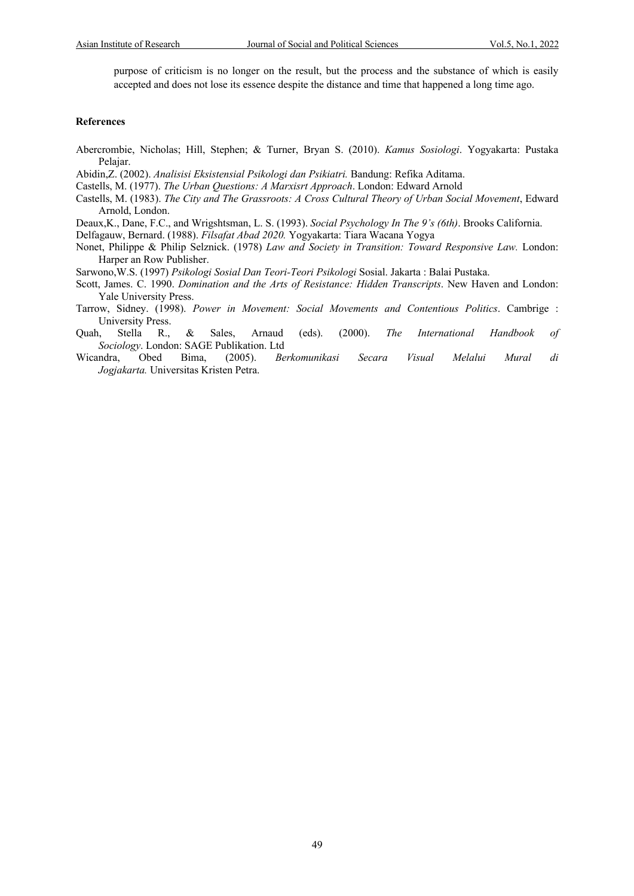purpose of criticism is no longer on the result, but the process and the substance of which is easily accepted and does not lose its essence despite the distance and time that happened a long time ago.

## References

Abercrombie, Nicholas; Hill, Stephen; & Turner, Bryan S. (2010). *Kamus Sosiologi*. Yogyakarta: Pustaka Pelajar.

Abidin,Z. (2002). *Analisisi Eksistensial Psikologi dan Psikiatri.* Bandung: Refika Aditama.

Castells, M. (1977). *The Urban Questions: A Marxisrt Approach*. London: Edward Arnold

Castells, M. (1983). *The City and The Grassroots: A Cross Cultural Theory of Urban Social Movement*, Edward Arnold, London.

Deaux,K., Dane, F.C., and Wrigshtsman, L. S. (1993). *Social Psychology In The 9's (6th)*. Brooks California.

Delfagauw, Bernard. (1988). *Filsafat Abad 2020.* Yogyakarta: Tiara Wacana Yogya

Nonet, Philippe & Philip Selznick. (1978) *Law and Society in Transition: Toward Responsive Law.* London: Harper an Row Publisher.

Sarwono,W.S. (1997) *Psikologi Sosial Dan Teori-Teori Psikologi* Sosial. Jakarta : Balai Pustaka.

Scott, James. C. 1990. *Domination and the Arts of Resistance: Hidden Transcripts*. New Haven and London: Yale University Press.

Tarrow, Sidney. (1998). *Power in Movement: Social Movements and Contentious Politics*. Cambrige : University Press.

Quah, Stella R., & Sales, Arnaud (eds). (2000). *The International Handbook of Sociology*. London: SAGE Publikation. Ltd

Wicandra, Obed Bima, (2005). *Berkomunikasi Secara Visual Melalui Mural di Jogjakarta.* Universitas Kristen Petra.